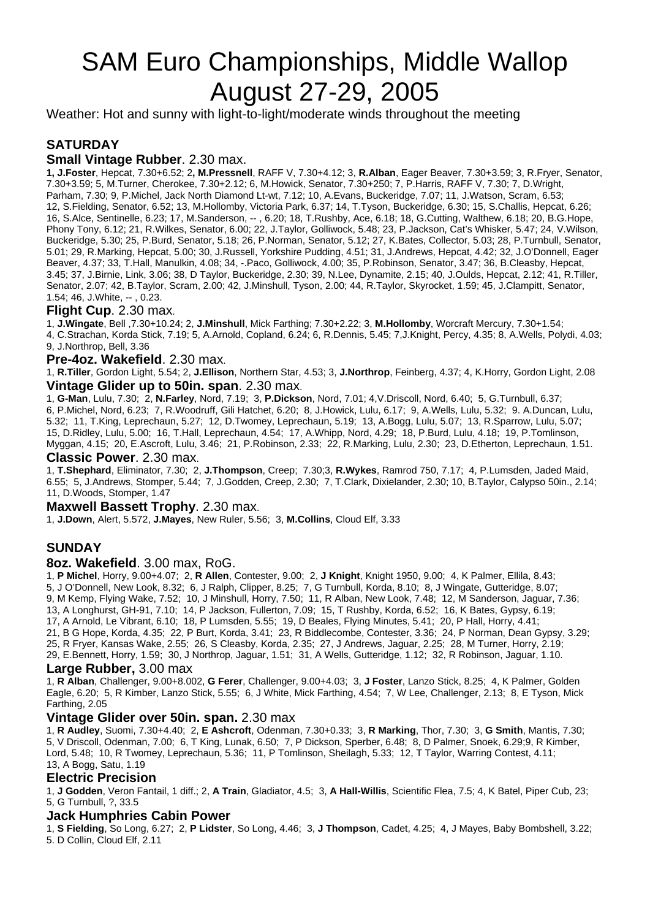# SAM Euro Championships, Middle Wallop August 27-29, 2005

Weather: Hot and sunny with light-to-light/moderate winds throughout the meeting

## SATURDAY

### Small Vintage Rubber. 2.30 max.

**1, J.Foster**, Hepcat, 7.30+6.52; 2**, M.Pressnell**, RAFF V, 7.30+4.12; 3, **R.Alban**, Eager Beaver, 7.30+3.59; 3, R.Fryer, Senator, 7.30+3.59; 5, M.Turner, Cherokee, 7.30+2.12; 6, M.Howick, Senator, 7.30+250; 7, P.Harris, RAFF V, 7.30; 7, D.Wright, Parham, 7.30; 9, P.Michel, Jack North Diamond Lt-wt, 7.12; 10, A.Evans, Buckeridge, 7.07; 11, J.Watson, Scram, 6.53; 12, S.Fielding, Senator, 6.52; 13, M.Hollomby, Victoria Park, 6.37; 14, T.Tyson, Buckeridge, 6.30; 15, S.Challis, Hepcat, 6.26; 16, S.Alce, Sentinelle, 6.23; 17, M.Sanderson, -- , 6.20; 18, T.Rushby, Ace, 6.18; 18, G.Cutting, Walthew, 6.18; 20, B.G.Hope, Phony Tony, 6.12; 21, R.Wilkes, Senator, 6.00; 22, J.Taylor, Golliwock, 5.48; 23, P.Jackson, Cat's Whisker, 5.47; 24, V.Wilson, Buckeridge, 5.30; 25, P.Burd, Senator, 5.18; 26, P.Norman, Senator, 5.12; 27, K.Bates, Collector, 5.03; 28, P.Turnbull, Senator, 5.01; 29, R.Marking, Hepcat, 5.00; 30, J.Russell, Yorkshire Pudding, 4.51; 31, J.Andrews, Hepcat, 4.42; 32, J.O'Donnell, Eager Beaver, 4.37; 33, T.Hall, Manulkin, 4.08; 34, -.Paco, Golliwock, 4.00; 35, P.Robinson, Senator, 3.47; 36, B.Cleasby, Hepcat, 3.45; 37, J.Birnie, Link, 3.06; 38, D Taylor, Buckeridge, 2.30; 39, N.Lee, Dynamite, 2.15; 40, J.Oulds, Hepcat, 2.12; 41, R.Tiller, Senator, 2.07; 42, B.Taylor, Scram, 2.00; 42, J.Minshull, Tyson, 2.00; 44, R.Taylor, Skyrocket, 1.59; 45, J.Clampitt, Senator, 1.54; 46, J.White, -- , 0.23.

### Flight Cup. 2.30 max.

1, **J.Wingate**, Bell ,7.30+10.24; 2, **J.Minshull**, Mick Farthing; 7.30+2.22; 3, **M.Hollomby**, Worcraft Mercury, 7.30+1.54; 4, C.Strachan, Korda Stick, 7.19; 5, A.Arnold, Copland, 6.24; 6, R.Dennis, 5.45; 7,J.Knight, Percy, 4.35; 8, A.Wells, Polydi, 4.03; 9, J.Northrop, Bell, 3.36

### Pre-4oz. Wakefield. 2.30 max.

1, **R.Tiller**, Gordon Light, 5.54; 2, **J.Ellison**, Northern Star, 4.53; 3, **J.Northrop**, Feinberg, 4.37; 4, K.Horry, Gordon Light, 2.08

### Vintage Glider up to 50in. span. 2.30 max.

1, **G-Man**, Lulu, 7.30; 2, **N.Farley**, Nord, 7.19; 3, **P.Dickson**, Nord, 7.01; 4,V.Driscoll, Nord, 6.40; 5, G.Turnbull, 6.37; 6, P.Michel, Nord, 6.23; 7, R.Woodruff, Gili Hatchet, 6.20; 8, J.Howick, Lulu, 6.17; 9, A.Wells, Lulu, 5.32; 9. A.Duncan, Lulu, 5.32; 11, T.King, Leprechaun, 5.27; 12, D.Twomey, Leprechaun, 5.19; 13, A.Bogg, Lulu, 5.07; 13, R.Sparrow, Lulu, 5.07; 15, D.Ridley, Lulu, 5.00; 16, T.Hall, Leprechaun, 4.54; 17, A.Whipp, Nord, 4.29; 18, P.Burd, Lulu, 4.18; 19, P.Tomlinson, Myggan, 4.15; 20, E.Ascroft, Lulu, 3.46; 21, P.Robinson, 2.33; 22, R.Marking, Lulu, 2.30; 23, D.Etherton, Leprechaun, 1.51.

### Classic Power. 2.30 max.

1, **T.Shephard**, Eliminator, 7.30; 2, **J.Thompson**, Creep; 7.30;3, **R.Wykes**, Ramrod 750, 7.17; 4, P.Lumsden, Jaded Maid, 6.55; 5, J.Andrews, Stomper, 5.44; 7, J.Godden, Creep, 2.30; 7, T.Clark, Dixielander, 2.30; 10, B.Taylor, Calypso 50in., 2.14; 11, D.Woods, Stomper, 1.47

### Maxwell Bassett Trophy. 2.30 max.

1, **J.Down**, Alert, 5.572, **J.Mayes**, New Ruler, 5.56; 3, **M.Collins**, Cloud Elf, 3.33

## SUNDAY

### 8oz. Wakefield. 3.00 max, RoG.

1, **P Michel**, Horry, 9.00+4.07; 2, **R Allen**, Contester, 9.00; 2, **J Knight**, Knight 1950, 9.00; 4, K Palmer, Ellila, 8.43; 5, J O'Donnell, New Look, 8.32; 6, J Ralph, Clipper, 8.25; 7, G Turnbull, Korda, 8.10; 8, J Wingate, Gutteridge, 8.07; 9, M Kemp, Flying Wake, 7.52; 10, J Minshull, Horry, 7.50; 11, R Alban, New Look, 7.48; 12, M Sanderson, Jaguar, 7.36; 13, A Longhurst, GH-91, 7.10; 14, P Jackson, Fullerton, 7.09; 15, T Rushby, Korda, 6.52; 16, K Bates, Gypsy, 6.19; 17, A Arnold, Le Vibrant, 6.10; 18, P Lumsden, 5.55; 19, D Beales, Flying Minutes, 5.41; 20, P Hall, Horry, 4.41; 21, B G Hope, Korda, 4.35; 22, P Burt, Korda, 3.41; 23, R Biddlecombe, Contester, 3.36; 24, P Norman, Dean Gypsy, 3.29; 25, R Fryer, Kansas Wake, 2.55; 26, S Cleasby, Korda, 2.35; 27, J Andrews, Jaguar, 2.25; 28, M Turner, Horry, 2.19; 29, E.Bennett, Horry, 1.59; 30, J Northrop, Jaguar, 1.51; 31, A Wells, Gutteridge, 1.12; 32, R Robinson, Jaguar, 1.10.

### Large Rubber, 3.00 max

1, **R Alban**, Challenger, 9.00+8.002, **G Ferer**, Challenger, 9.00+4.03; 3, **J Foster**, Lanzo Stick, 8.25; 4, K Palmer, Golden Eagle, 6.20; 5, R Kimber, Lanzo Stick, 5.55; 6, J White, Mick Farthing, 4.54; 7, W Lee, Challenger, 2.13; 8, E Tyson, Mick Farthing, 2.05

### Vintage Glider over 50in. span. 2.30 max

1, **R Audley**, Suomi, 7.30+4.40; 2, **E Ashcroft**, Odenman, 7.30+0.33; 3, **R Marking**, Thor, 7.30; 3, **G Smith**, Mantis, 7.30; 5, V Driscoll, Odenman, 7.00; 6, T King, Lunak, 6.50; 7, P Dickson, Sperber, 6.48; 8, D Palmer, Snoek, 6.29;9, R Kimber, Lord, 5.48; 10, R Twomey, Leprechaun, 5.36; 11, P Tomlinson, Sheilagh, 5.33; 12, T Taylor, Warring Contest, 4.11; 13, A Bogg, Satu, 1.19

### Electric Precision

1, **J Godden**, Veron Fantail, 1 diff.; 2, **A Train**, Gladiator, 4.5; 3, **A Hall-Willis**, Scientific Flea, 7.5; 4, K Batel, Piper Cub, 23; 5, G Turnbull, ?, 33.5

### Jack Humphries Cabin Power

1, **S Fielding**, So Long, 6.27; 2, **P Lidster**, So Long, 4.46; 3, **J Thompson**, Cadet, 4.25; 4, J Mayes, Baby Bombshell, 3.22; 5. D Collin, Cloud Elf, 2.11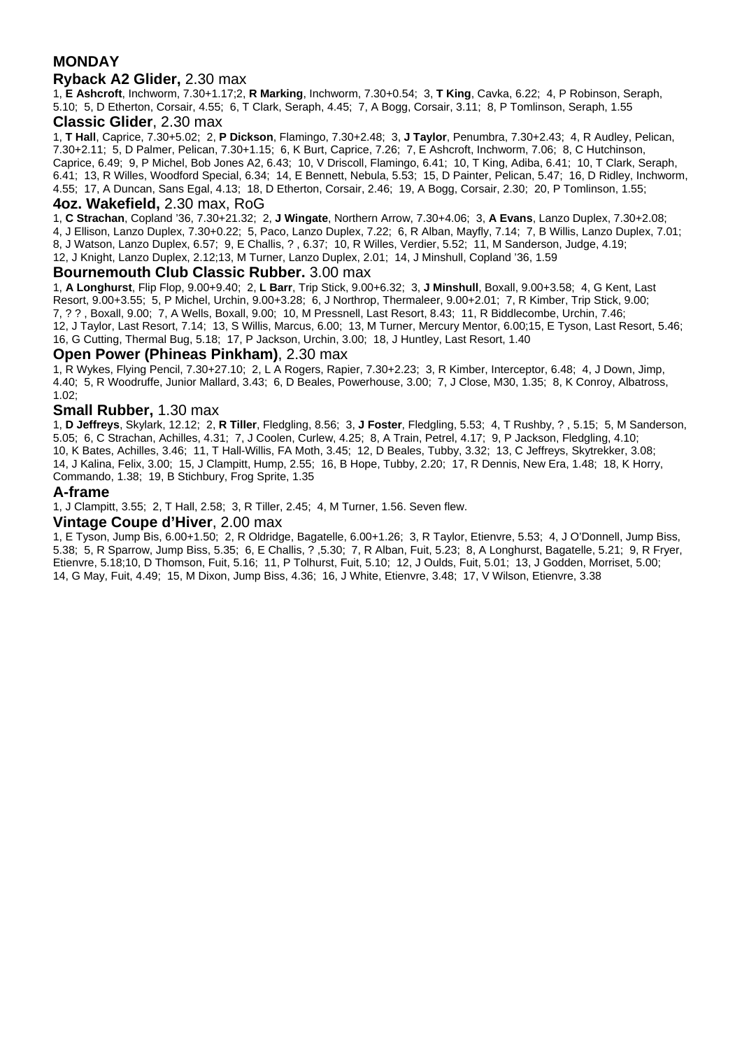## MONDAY

### Ryback A2 Glider, 2.30 max

1, **E Ashcroft**, Inchworm, 7.30+1.17;2, **R Marking**, Inchworm, 7.30+0.54; 3, **T King**, Cavka, 6.22; 4, P Robinson, Seraph, 5.10; 5, D Etherton, Corsair, 4.55; 6, T Clark, Seraph, 4.45; 7, A Bogg, Corsair, 3.11; 8, P Tomlinson, Seraph, 1.55

### Classic Glider, 2.30 max

1, **T Hall**, Caprice, 7.30+5.02; 2, **P Dickson**, Flamingo, 7.30+2.48; 3, **J Taylor**, Penumbra, 7.30+2.43; 4, R Audley, Pelican, 7.30+2.11; 5, D Palmer, Pelican, 7.30+1.15; 6, K Burt, Caprice, 7.26; 7, E Ashcroft, Inchworm, 7.06; 8, C Hutchinson, Caprice, 6.49; 9, P Michel, Bob Jones A2, 6.43; 10, V Driscoll, Flamingo, 6.41; 10, T King, Adiba, 6.41; 10, T Clark, Seraph, 6.41; 13, R Willes, Woodford Special, 6.34; 14, E Bennett, Nebula, 5.53; 15, D Painter, Pelican, 5.47; 16, D Ridley, Inchworm, 4.55; 17, A Duncan, Sans Egal, 4.13; 18, D Etherton, Corsair, 2.46; 19, A Bogg, Corsair, 2.30; 20, P Tomlinson, 1.55;

### 4oz. Wakefield, 2.30 max, RoG

1, **C Strachan**, Copland '36, 7.30+21.32; 2, **J Wingate**, Northern Arrow, 7.30+4.06; 3, **A Evans**, Lanzo Duplex, 7.30+2.08; 4, J Ellison, Lanzo Duplex, 7.30+0.22; 5, Paco, Lanzo Duplex, 7.22; 6, R Alban, Mayfly, 7.14; 7, B Willis, Lanzo Duplex, 7.01; 8, J Watson, Lanzo Duplex, 6.57; 9, E Challis, ? , 6.37; 10, R Willes, Verdier, 5.52; 11, M Sanderson, Judge, 4.19; 12, J Knight, Lanzo Duplex, 2.12;13, M Turner, Lanzo Duplex, 2.01; 14, J Minshull, Copland '36, 1.59

### Bournemouth Club Classic Rubber. 3.00 max

1, **A Longhurst**, Flip Flop, 9.00+9.40; 2, **L Barr**, Trip Stick, 9.00+6.32; 3, **J Minshull**, Boxall, 9.00+3.58; 4, G Kent, Last Resort, 9.00+3.55; 5, P Michel, Urchin, 9.00+3.28; 6, J Northrop, Thermaleer, 9.00+2.01; 7, R Kimber, Trip Stick, 9.00; 7, ? ? , Boxall, 9.00; 7, A Wells, Boxall, 9.00; 10, M Pressnell, Last Resort, 8.43; 11, R Biddlecombe, Urchin, 7.46; 12, J Taylor, Last Resort, 7.14; 13, S Willis, Marcus, 6.00; 13, M Turner, Mercury Mentor, 6.00;15, E Tyson, Last Resort, 5.46; 16, G Cutting, Thermal Bug, 5.18; 17, P Jackson, Urchin, 3.00; 18, J Huntley, Last Resort, 1.40

### Open Power (Phineas Pinkham), 2.30 max

1, R Wykes, Flying Pencil, 7.30+27.10; 2, L A Rogers, Rapier, 7.30+2.23; 3, R Kimber, Interceptor, 6.48; 4, J Down, Jimp, 4.40; 5, R Woodruffe, Junior Mallard, 3.43; 6, D Beales, Powerhouse, 3.00; 7, J Close, M30, 1.35; 8, K Conroy, Albatross, 1.02;

### Small Rubber, 1.30 max

1, **D Jeffreys**, Skylark, 12.12; 2, **R Tiller**, Fledgling, 8.56; 3, **J Foster**, Fledgling, 5.53; 4, T Rushby, ? , 5.15; 5, M Sanderson, 5.05; 6, C Strachan, Achilles, 4.31; 7, J Coolen, Curlew, 4.25; 8, A Train, Petrel, 4.17; 9, P Jackson, Fledgling, 4.10; 10, K Bates, Achilles, 3.46; 11, T Hall-Willis, FA Moth, 3.45; 12, D Beales, Tubby, 3.32; 13, C Jeffreys, Skytrekker, 3.08; 14, J Kalina, Felix, 3.00; 15, J Clampitt, Hump, 2.55; 16, B Hope, Tubby, 2.20; 17, R Dennis, New Era, 1.48; 18, K Horry, Commando, 1.38; 19, B Stichbury, Frog Sprite, 1.35

### A-frame

1, J Clampitt, 3.55; 2, T Hall, 2.58; 3, R Tiller, 2.45; 4, M Turner, 1.56. Seven flew.

### Vintage Coupe d'Hiver, 2.00 max

1, E Tyson, Jump Bis, 6.00+1.50; 2, R Oldridge, Bagatelle, 6.00+1.26; 3, R Taylor, Etienvre, 5.53; 4, J O'Donnell, Jump Biss, 5.38; 5, R Sparrow, Jump Biss, 5.35; 6, E Challis, ? ,5.30; 7, R Alban, Fuit, 5.23; 8, A Longhurst, Bagatelle, 5.21; 9, R Fryer, Etienvre, 5.18;10, D Thomson, Fuit, 5.16; 11, P Tolhurst, Fuit, 5.10; 12, J Oulds, Fuit, 5.01; 13, J Godden, Morriset, 5.00; 14, G May, Fuit, 4.49; 15, M Dixon, Jump Biss, 4.36; 16, J White, Etienvre, 3.48; 17, V Wilson, Etienvre, 3.38